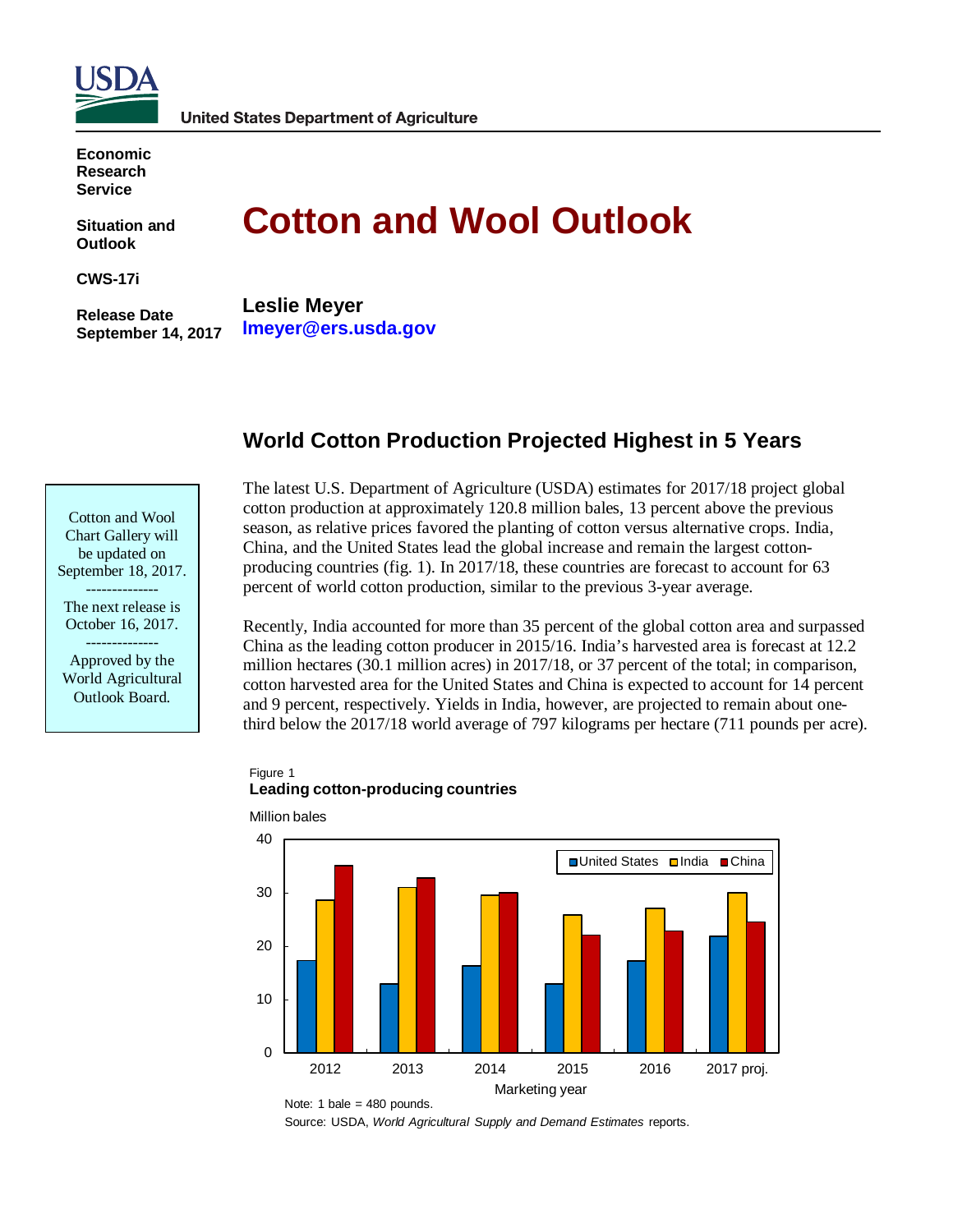**United States Department of Agriculture**

**Economic Research Service**

**Situation and Outlook**

**CWS-17i**

**Release Date September 14, 2017**

# Cotton and Wool Outlook

**Leslie Meyer**
**lmeyer@ers.usda.gov**

Cotton and Wool Chart Gallery will be updated on September 18, 2017.

--------------

The next release is October 16, 2017.

--------------

Approved by the World Agricultural Outlook Board.

## World Cotton Production Projected Highest in 5 Years

The latest U.S. Department of Agriculture (USDA) estimates for 2017/18 project global cotton production at approximately 120.8 million bales, 13 percent above the previous season, as relative prices favored the planting of cotton versus alternative crops. India, China, and the United States lead the global increase and remain the largest cotton-producing countries (fig. 1). In 2017/18, these countries are forecast to account for 63 percent of world cotton production, similar to the previous 3-year average.

Recently, India accounted for more than 35 percent of the global cotton area and surpassed China as the leading cotton producer in 2015/16. India's harvested area is forecast at 12.2 million hectares (30.1 million acres) in 2017/18, or 37 percent of the total; in comparison, cotton harvested area for the United States and China is expected to account for 14 percent and 9 percent, respectively. Yields in India, however, are projected to remain about one-third below the 2017/18 world average of 797 kilograms per hectare (711 pounds per acre).

Figure 1
**Leading cotton-producing countries**

Million bales

| Marketing year | United States | India | China |
|---|---|---|---|
| 2012 | ~17.3 | ~28.5 | ~35.0 |
| 2013 | ~12.9 | ~31.0 | ~32.8 |
| 2014 | ~16.3 | ~29.5 | ~30.0 |
| 2015 | ~12.9 | ~25.9 | ~22.0 |
| 2016 | ~17.2 | ~27.0 | ~22.8 |
| 2017 proj. | ~21.8 | ~30.0 | ~24.5 |

Note: 1 bale = 480 pounds.

Source: USDA, *World Agricultural Supply and Demand Estimates* reports.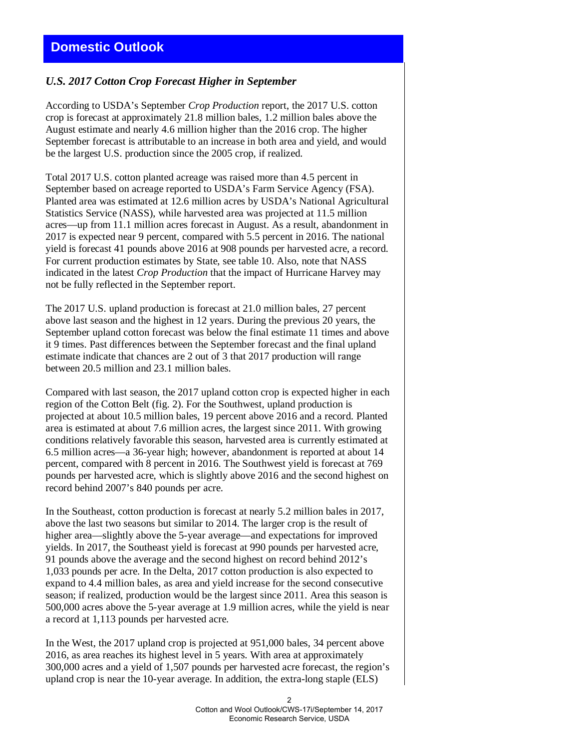## Domestic Outlook

### *U.S. 2017 Cotton Crop Forecast Higher in September*

According to USDA's September *Crop Production* report, the 2017 U.S. cotton crop is forecast at approximately 21.8 million bales, 1.2 million bales above the August estimate and nearly 4.6 million higher than the 2016 crop. The higher September forecast is attributable to an increase in both area and yield, and would be the largest U.S. production since the 2005 crop, if realized.

Total 2017 U.S. cotton planted acreage was raised more than 4.5 percent in September based on acreage reported to USDA's Farm Service Agency (FSA). Planted area was estimated at 12.6 million acres by USDA's National Agricultural Statistics Service (NASS), while harvested area was projected at 11.5 million acres—up from 11.1 million acres forecast in August. As a result, abandonment in 2017 is expected near 9 percent, compared with 5.5 percent in 2016. The national yield is forecast 41 pounds above 2016 at 908 pounds per harvested acre, a record. For current production estimates by State, see table 10. Also, note that NASS indicated in the latest *Crop Production* that the impact of Hurricane Harvey may not be fully reflected in the September report.

The 2017 U.S. upland production is forecast at 21.0 million bales, 27 percent above last season and the highest in 12 years. During the previous 20 years, the September upland cotton forecast was below the final estimate 11 times and above it 9 times. Past differences between the September forecast and the final upland estimate indicate that chances are 2 out of 3 that 2017 production will range between 20.5 million and 23.1 million bales.

Compared with last season, the 2017 upland cotton crop is expected higher in each region of the Cotton Belt (fig. 2). For the Southwest, upland production is projected at about 10.5 million bales, 19 percent above 2016 and a record. Planted area is estimated at about 7.6 million acres, the largest since 2011. With growing conditions relatively favorable this season, harvested area is currently estimated at 6.5 million acres—a 36-year high; however, abandonment is reported at about 14 percent, compared with 8 percent in 2016. The Southwest yield is forecast at 769 pounds per harvested acre, which is slightly above 2016 and the second highest on record behind 2007's 840 pounds per acre.

In the Southeast, cotton production is forecast at nearly 5.2 million bales in 2017, above the last two seasons but similar to 2014. The larger crop is the result of higher area—slightly above the 5-year average—and expectations for improved yields. In 2017, the Southeast yield is forecast at 990 pounds per harvested acre, 91 pounds above the average and the second highest on record behind 2012's 1,033 pounds per acre. In the Delta, 2017 cotton production is also expected to expand to 4.4 million bales, as area and yield increase for the second consecutive season; if realized, production would be the largest since 2011. Area this season is 500,000 acres above the 5-year average at 1.9 million acres, while the yield is near a record at 1,113 pounds per harvested acre.

In the West, the 2017 upland crop is projected at 951,000 bales, 34 percent above 2016, as area reaches its highest level in 5 years. With area at approximately 300,000 acres and a yield of 1,507 pounds per harvested acre forecast, the region's upland crop is near the 10-year average. In addition, the extra-long staple (ELS)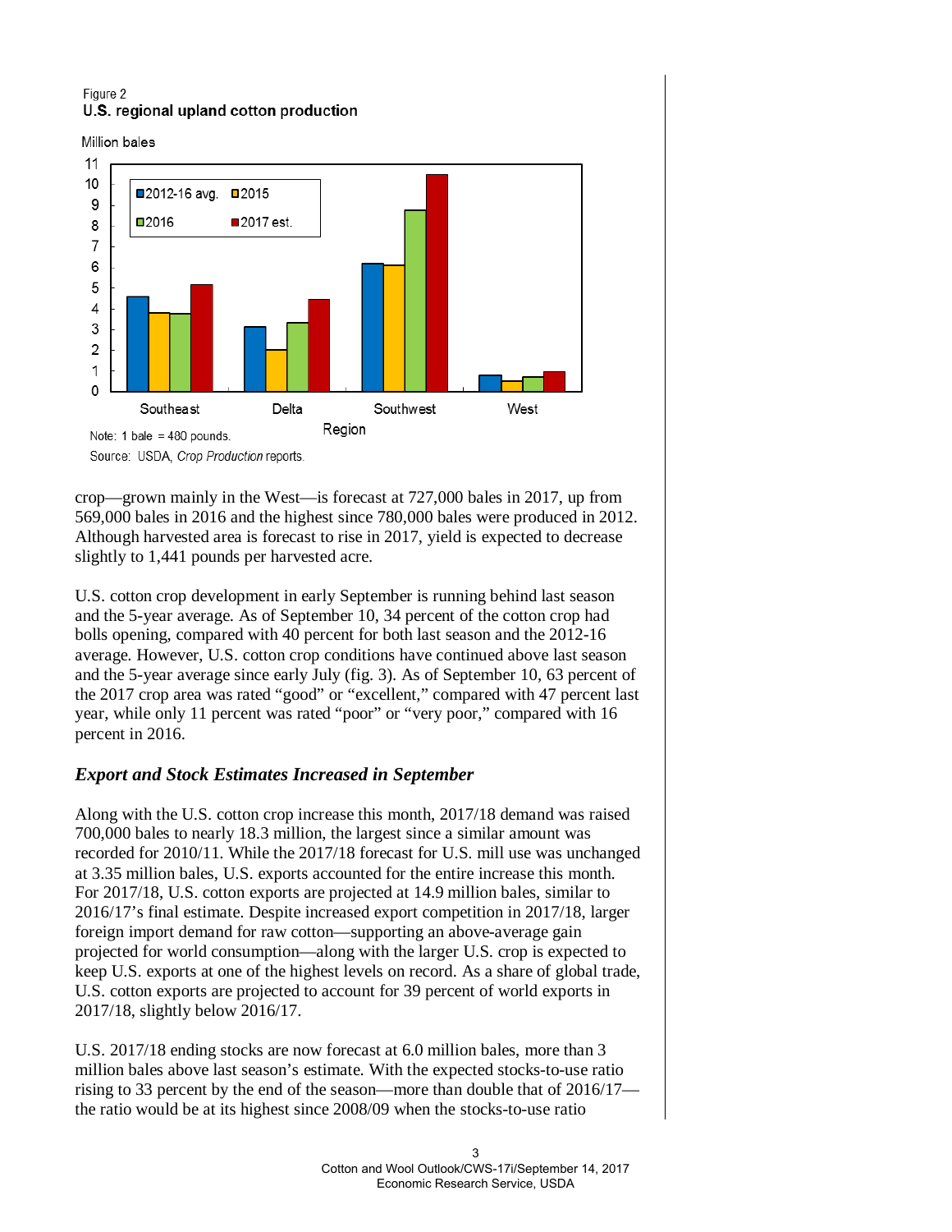Figure 2
**U.S. regional upland cotton production**

Note: 1 bale = 480 pounds.
Source: USDA, *Crop Production* reports.

crop—grown mainly in the West—is forecast at 727,000 bales in 2017, up from 569,000 bales in 2016 and the highest since 780,000 bales were produced in 2012. Although harvested area is forecast to rise in 2017, yield is expected to decrease slightly to 1,441 pounds per harvested acre.

U.S. cotton crop development in early September is running behind last season and the 5-year average. As of September 10, 34 percent of the cotton crop had bolls opening, compared with 40 percent for both last season and the 2012-16 average. However, U.S. cotton crop conditions have continued above last season and the 5-year average since early July (fig. 3). As of September 10, 63 percent of the 2017 crop area was rated "good" or "excellent," compared with 47 percent last year, while only 11 percent was rated "poor" or "very poor," compared with 16 percent in 2016.

### *Export and Stock Estimates Increased in September*

Along with the U.S. cotton crop increase this month, 2017/18 demand was raised 700,000 bales to nearly 18.3 million, the largest since a similar amount was recorded for 2010/11. While the 2017/18 forecast for U.S. mill use was unchanged at 3.35 million bales, U.S. exports accounted for the entire increase this month. For 2017/18, U.S. cotton exports are projected at 14.9 million bales, similar to 2016/17's final estimate. Despite increased export competition in 2017/18, larger foreign import demand for raw cotton—supporting an above-average gain projected for world consumption—along with the larger U.S. crop is expected to keep U.S. exports at one of the highest levels on record. As a share of global trade, U.S. cotton exports are projected to account for 39 percent of world exports in 2017/18, slightly below 2016/17.

U.S. 2017/18 ending stocks are now forecast at 6.0 million bales, more than 3 million bales above last season's estimate. With the expected stocks-to-use ratio rising to 33 percent by the end of the season—more than double that of 2016/17—the ratio would be at its highest since 2008/09 when the stocks-to-use ratio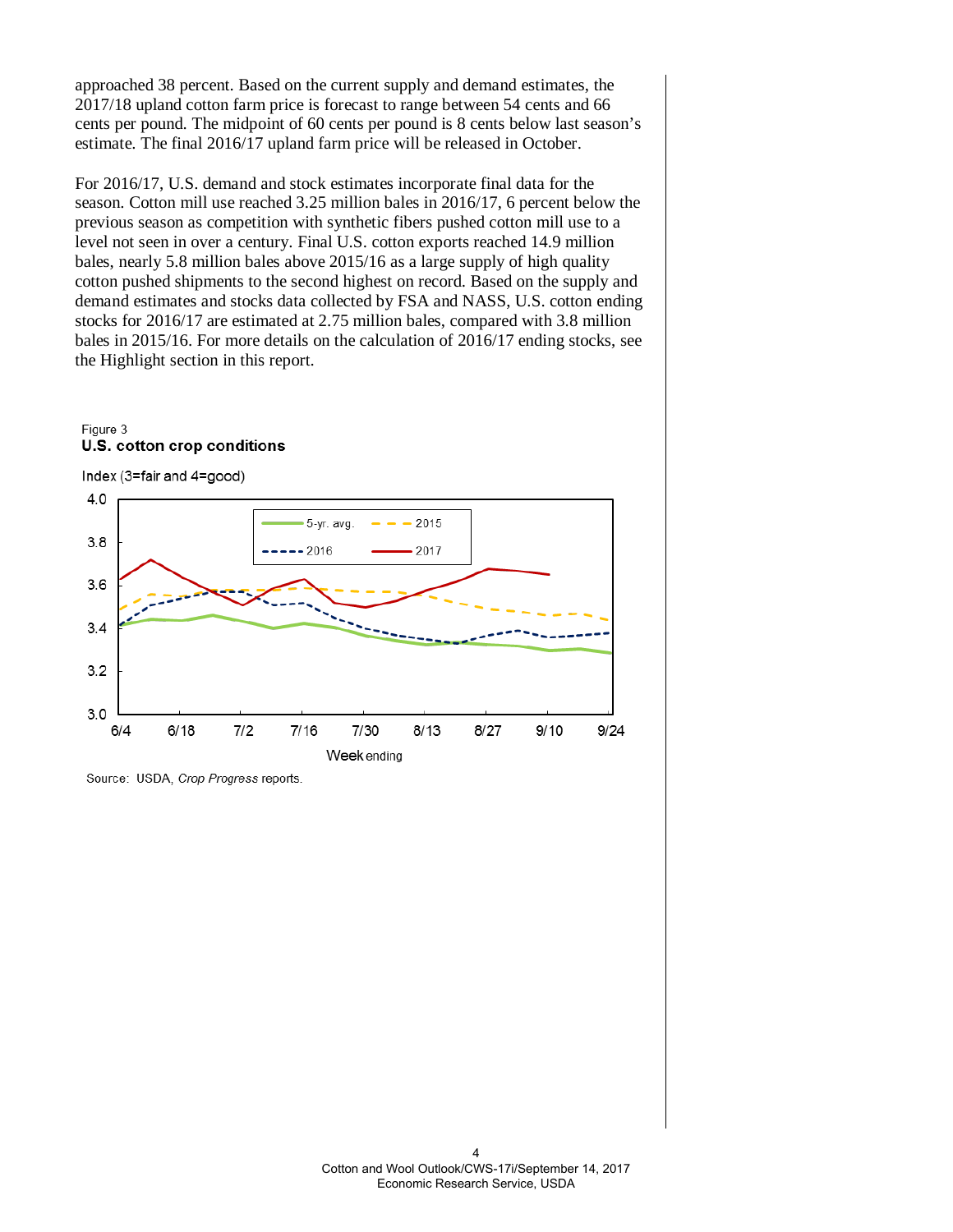approached 38 percent. Based on the current supply and demand estimates, the 2017/18 upland cotton farm price is forecast to range between 54 cents and 66 cents per pound. The midpoint of 60 cents per pound is 8 cents below last season's estimate. The final 2016/17 upland farm price will be released in October.

For 2016/17, U.S. demand and stock estimates incorporate final data for the season. Cotton mill use reached 3.25 million bales in 2016/17, 6 percent below the previous season as competition with synthetic fibers pushed cotton mill use to a level not seen in over a century. Final U.S. cotton exports reached 14.9 million bales, nearly 5.8 million bales above 2015/16 as a large supply of high quality cotton pushed shipments to the second highest on record. Based on the supply and demand estimates and stocks data collected by FSA and NASS, U.S. cotton ending stocks for 2016/17 are estimated at 2.75 million bales, compared with 3.8 million bales in 2015/16. For more details on the calculation of 2016/17 ending stocks, see the Highlight section in this report.

Figure 3
**U.S. cotton crop conditions**

Index (3=fair and 4=good)

Source: USDA, *Crop Progress* reports.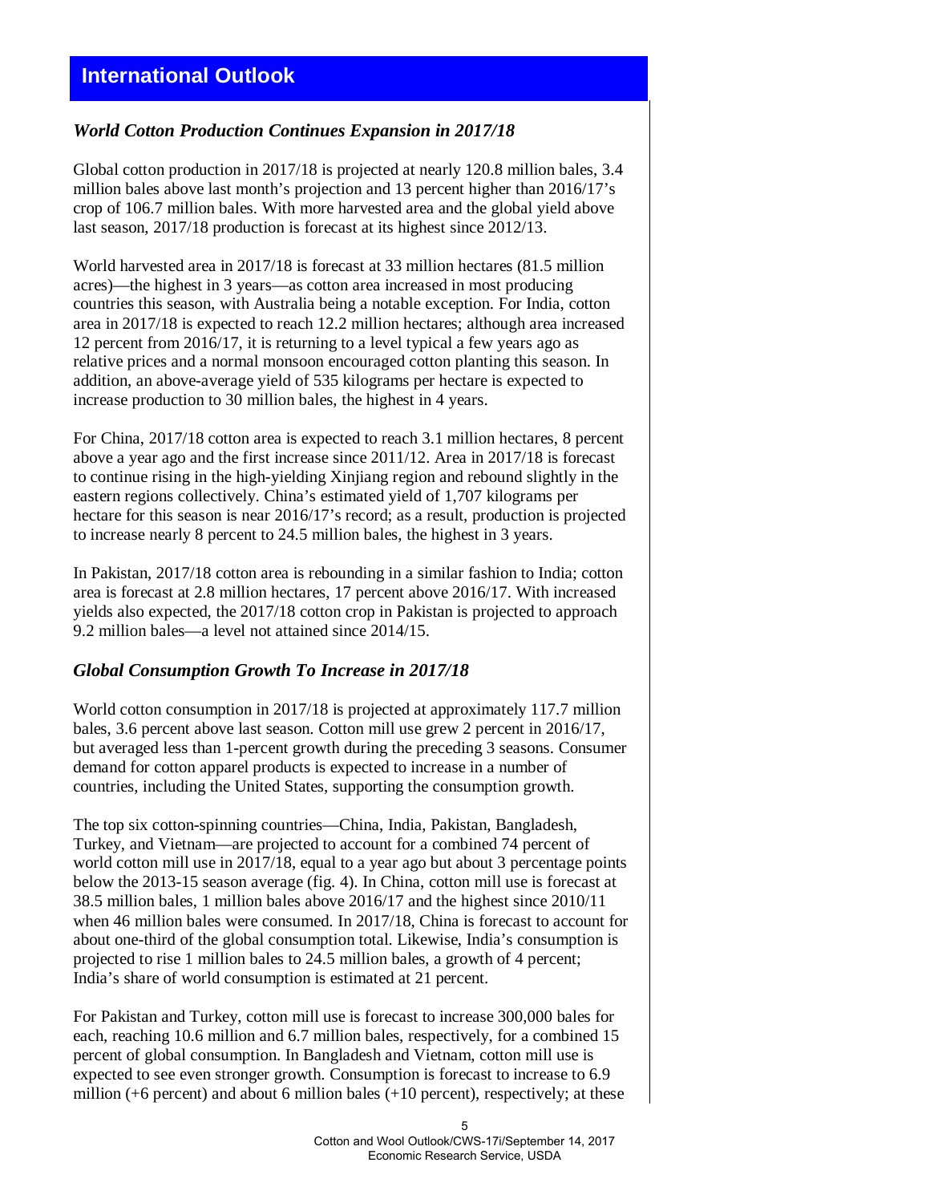# International Outlook

## *World Cotton Production Continues Expansion in 2017/18*

Global cotton production in 2017/18 is projected at nearly 120.8 million bales, 3.4 million bales above last month's projection and 13 percent higher than 2016/17's crop of 106.7 million bales. With more harvested area and the global yield above last season, 2017/18 production is forecast at its highest since 2012/13.

World harvested area in 2017/18 is forecast at 33 million hectares (81.5 million acres)—the highest in 3 years—as cotton area increased in most producing countries this season, with Australia being a notable exception. For India, cotton area in 2017/18 is expected to reach 12.2 million hectares; although area increased 12 percent from 2016/17, it is returning to a level typical a few years ago as relative prices and a normal monsoon encouraged cotton planting this season. In addition, an above-average yield of 535 kilograms per hectare is expected to increase production to 30 million bales, the highest in 4 years.

For China, 2017/18 cotton area is expected to reach 3.1 million hectares, 8 percent above a year ago and the first increase since 2011/12. Area in 2017/18 is forecast to continue rising in the high-yielding Xinjiang region and rebound slightly in the eastern regions collectively. China's estimated yield of 1,707 kilograms per hectare for this season is near 2016/17's record; as a result, production is projected to increase nearly 8 percent to 24.5 million bales, the highest in 3 years.

In Pakistan, 2017/18 cotton area is rebounding in a similar fashion to India; cotton area is forecast at 2.8 million hectares, 17 percent above 2016/17. With increased yields also expected, the 2017/18 cotton crop in Pakistan is projected to approach 9.2 million bales—a level not attained since 2014/15.

## *Global Consumption Growth To Increase in 2017/18*

World cotton consumption in 2017/18 is projected at approximately 117.7 million bales, 3.6 percent above last season. Cotton mill use grew 2 percent in 2016/17, but averaged less than 1-percent growth during the preceding 3 seasons. Consumer demand for cotton apparel products is expected to increase in a number of countries, including the United States, supporting the consumption growth.

The top six cotton-spinning countries—China, India, Pakistan, Bangladesh, Turkey, and Vietnam—are projected to account for a combined 74 percent of world cotton mill use in 2017/18, equal to a year ago but about 3 percentage points below the 2013-15 season average (fig. 4). In China, cotton mill use is forecast at 38.5 million bales, 1 million bales above 2016/17 and the highest since 2010/11 when 46 million bales were consumed. In 2017/18, China is forecast to account for about one-third of the global consumption total. Likewise, India's consumption is projected to rise 1 million bales to 24.5 million bales, a growth of 4 percent; India's share of world consumption is estimated at 21 percent.

For Pakistan and Turkey, cotton mill use is forecast to increase 300,000 bales for each, reaching 10.6 million and 6.7 million bales, respectively, for a combined 15 percent of global consumption. In Bangladesh and Vietnam, cotton mill use is expected to see even stronger growth. Consumption is forecast to increase to 6.9 million (+6 percent) and about 6 million bales (+10 percent), respectively; at these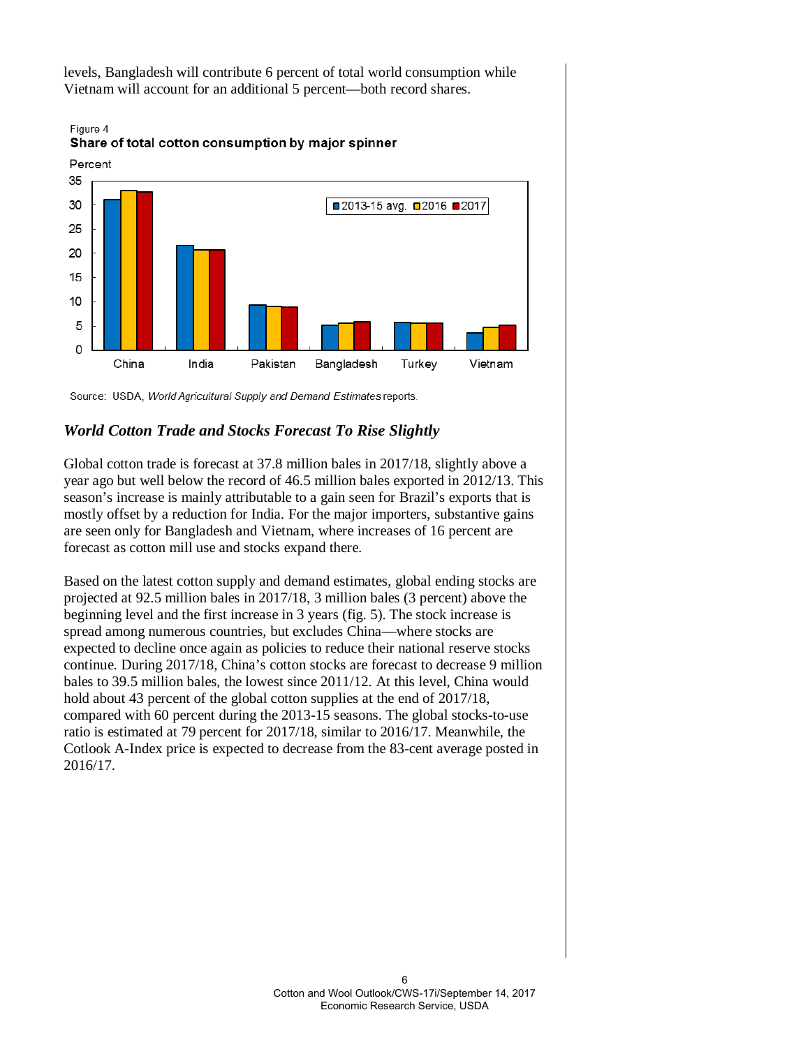levels, Bangladesh will contribute 6 percent of total world consumption while Vietnam will account for an additional 5 percent—both record shares.

Figure 4
**Share of total cotton consumption by major spinner**

Source: USDA, *World Agricultural Supply and Demand Estimates* reports.

### *World Cotton Trade and Stocks Forecast To Rise Slightly*

Global cotton trade is forecast at 37.8 million bales in 2017/18, slightly above a year ago but well below the record of 46.5 million bales exported in 2012/13. This season's increase is mainly attributable to a gain seen for Brazil's exports that is mostly offset by a reduction for India. For the major importers, substantive gains are seen only for Bangladesh and Vietnam, where increases of 16 percent are forecast as cotton mill use and stocks expand there.

Based on the latest cotton supply and demand estimates, global ending stocks are projected at 92.5 million bales in 2017/18, 3 million bales (3 percent) above the beginning level and the first increase in 3 years (fig. 5). The stock increase is spread among numerous countries, but excludes China—where stocks are expected to decline once again as policies to reduce their national reserve stocks continue. During 2017/18, China's cotton stocks are forecast to decrease 9 million bales to 39.5 million bales, the lowest since 2011/12. At this level, China would hold about 43 percent of the global cotton supplies at the end of 2017/18, compared with 60 percent during the 2013-15 seasons. The global stocks-to-use ratio is estimated at 79 percent for 2017/18, similar to 2016/17. Meanwhile, the Cotlook A-Index price is expected to decrease from the 83-cent average posted in 2016/17.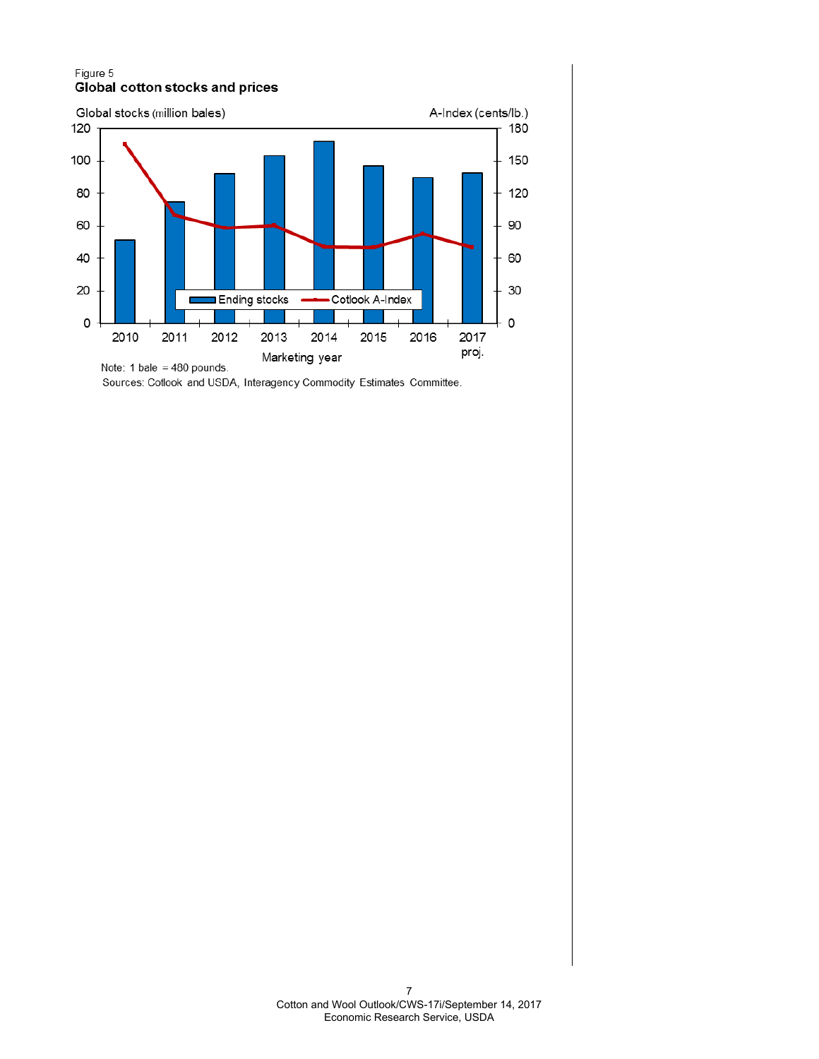Figure 5

**Global cotton stocks and prices**

Note: 1 bale = 480 pounds.

Sources: Cotlook and USDA, Interagency Commodity Estimates Committee.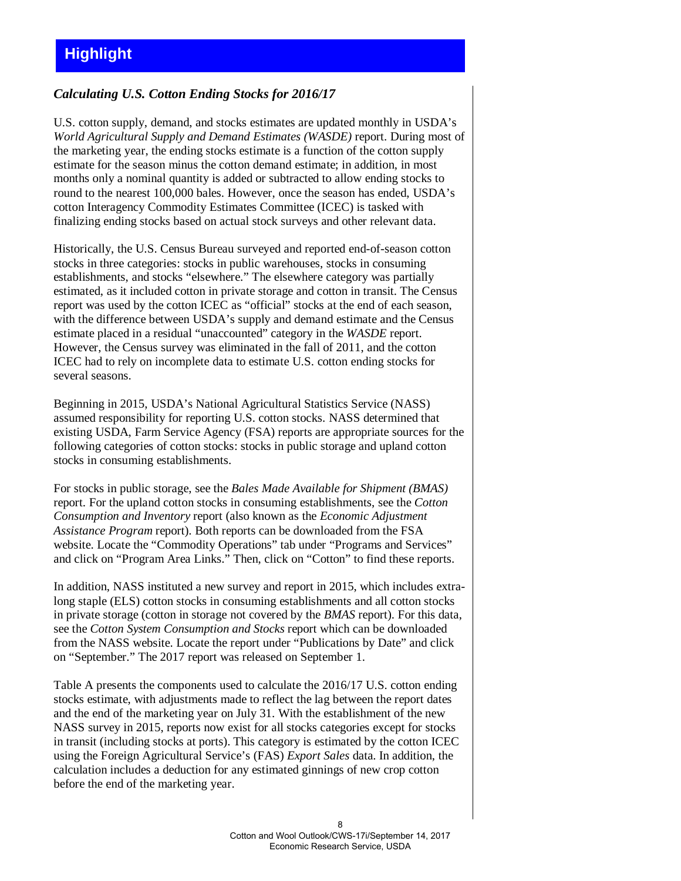# Highlight

### *Calculating U.S. Cotton Ending Stocks for 2016/17*

U.S. cotton supply, demand, and stocks estimates are updated monthly in USDA's *World Agricultural Supply and Demand Estimates (WASDE)* report. During most of the marketing year, the ending stocks estimate is a function of the cotton supply estimate for the season minus the cotton demand estimate; in addition, in most months only a nominal quantity is added or subtracted to allow ending stocks to round to the nearest 100,000 bales. However, once the season has ended, USDA's cotton Interagency Commodity Estimates Committee (ICEC) is tasked with finalizing ending stocks based on actual stock surveys and other relevant data.

Historically, the U.S. Census Bureau surveyed and reported end-of-season cotton stocks in three categories: stocks in public warehouses, stocks in consuming establishments, and stocks "elsewhere." The elsewhere category was partially estimated, as it included cotton in private storage and cotton in transit. The Census report was used by the cotton ICEC as "official" stocks at the end of each season, with the difference between USDA's supply and demand estimate and the Census estimate placed in a residual "unaccounted" category in the *WASDE* report. However, the Census survey was eliminated in the fall of 2011, and the cotton ICEC had to rely on incomplete data to estimate U.S. cotton ending stocks for several seasons.

Beginning in 2015, USDA's National Agricultural Statistics Service (NASS) assumed responsibility for reporting U.S. cotton stocks. NASS determined that existing USDA, Farm Service Agency (FSA) reports are appropriate sources for the following categories of cotton stocks: stocks in public storage and upland cotton stocks in consuming establishments.

For stocks in public storage, see the *Bales Made Available for Shipment (BMAS)* report. For the upland cotton stocks in consuming establishments, see the *Cotton Consumption and Inventory* report (also known as the *Economic Adjustment Assistance Program* report). Both reports can be downloaded from the FSA website. Locate the "Commodity Operations" tab under "Programs and Services" and click on "Program Area Links." Then, click on "Cotton" to find these reports.

In addition, NASS instituted a new survey and report in 2015, which includes extra-long staple (ELS) cotton stocks in consuming establishments and all cotton stocks in private storage (cotton in storage not covered by the *BMAS* report). For this data, see the *Cotton System Consumption and Stocks* report which can be downloaded from the NASS website. Locate the report under "Publications by Date" and click on "September." The 2017 report was released on September 1.

Table A presents the components used to calculate the 2016/17 U.S. cotton ending stocks estimate, with adjustments made to reflect the lag between the report dates and the end of the marketing year on July 31. With the establishment of the new NASS survey in 2015, reports now exist for all stocks categories except for stocks in transit (including stocks at ports). This category is estimated by the cotton ICEC using the Foreign Agricultural Service's (FAS) *Export Sales* data. In addition, the calculation includes a deduction for any estimated ginnings of new crop cotton before the end of the marketing year.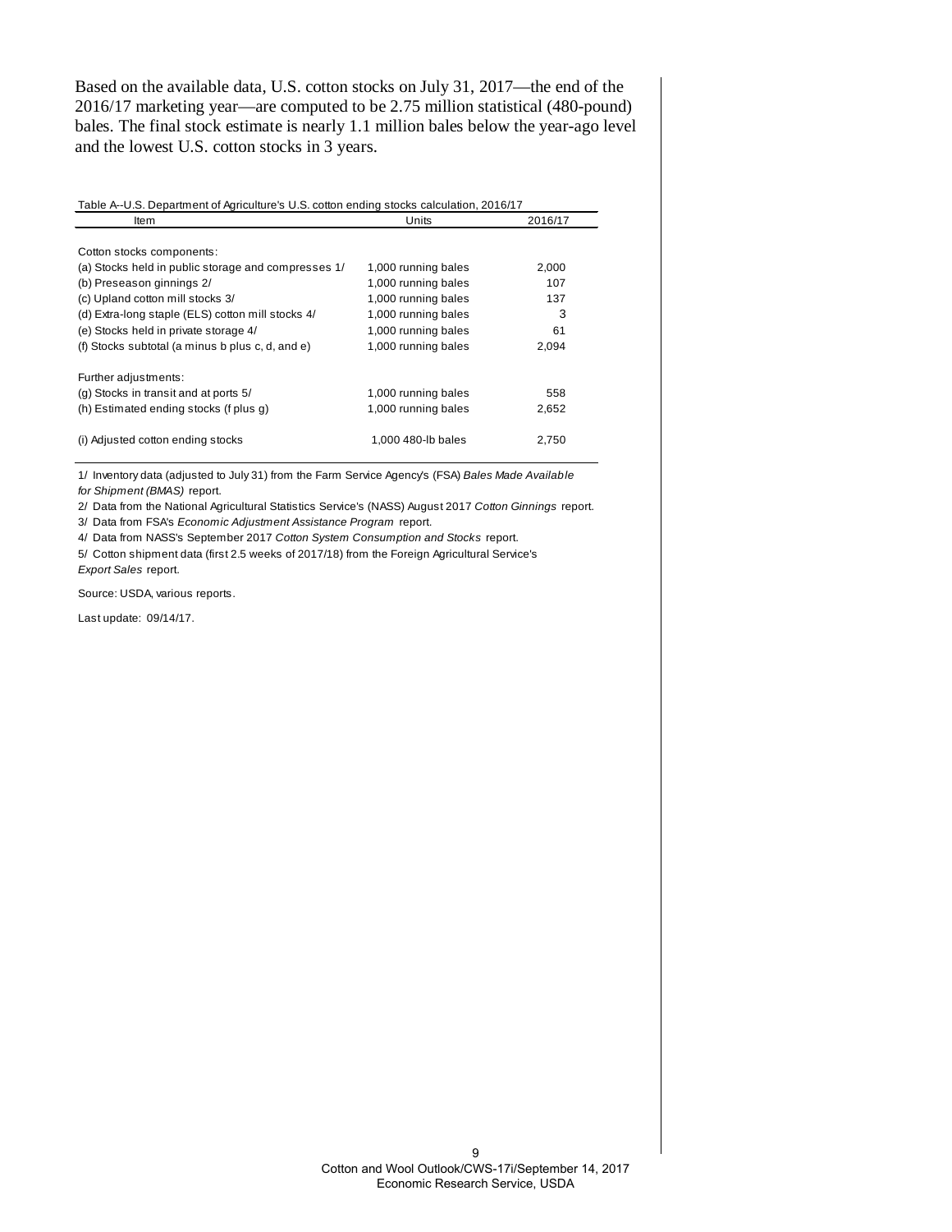Based on the available data, U.S. cotton stocks on July 31, 2017—the end of the 2016/17 marketing year—are computed to be 2.75 million statistical (480-pound) bales. The final stock estimate is nearly 1.1 million bales below the year-ago level and the lowest U.S. cotton stocks in 3 years.

Table A--U.S. Department of Agriculture's U.S. cotton ending stocks calculation, 2016/17

| Item | Units | 2016/17 |
|---|---|---|
| Cotton stocks components: | | |
| (a) Stocks held in public storage and compresses 1/ | 1,000 running bales | 2,000 |
| (b) Preseason ginnings 2/ | 1,000 running bales | 107 |
| (c) Upland cotton mill stocks 3/ | 1,000 running bales | 137 |
| (d) Extra-long staple (ELS) cotton mill stocks 4/ | 1,000 running bales | 3 |
| (e) Stocks held in private storage 4/ | 1,000 running bales | 61 |
| (f) Stocks subtotal (a minus b plus c, d, and e) | 1,000 running bales | 2,094 |
| Further adjustments: | | |
| (g) Stocks in transit and at ports 5/ | 1,000 running bales | 558 |
| (h) Estimated ending stocks (f plus g) | 1,000 running bales | 2,652 |
| (i) Adjusted cotton ending stocks | 1,000 480-lb bales | 2,750 |

1/ Inventory data (adjusted to July 31) from the Farm Service Agency's (FSA) *Bales Made Available for Shipment (BMAS)* report.

2/ Data from the National Agricultural Statistics Service's (NASS) August 2017 *Cotton Ginnings* report.

3/ Data from FSA's *Economic Adjustment Assistance Program* report.

4/ Data from NASS's September 2017 *Cotton System Consumption and Stocks* report.

5/ Cotton shipment data (first 2.5 weeks of 2017/18) from the Foreign Agricultural Service's *Export Sales* report.

Source: USDA, various reports.

Last update: 09/14/17.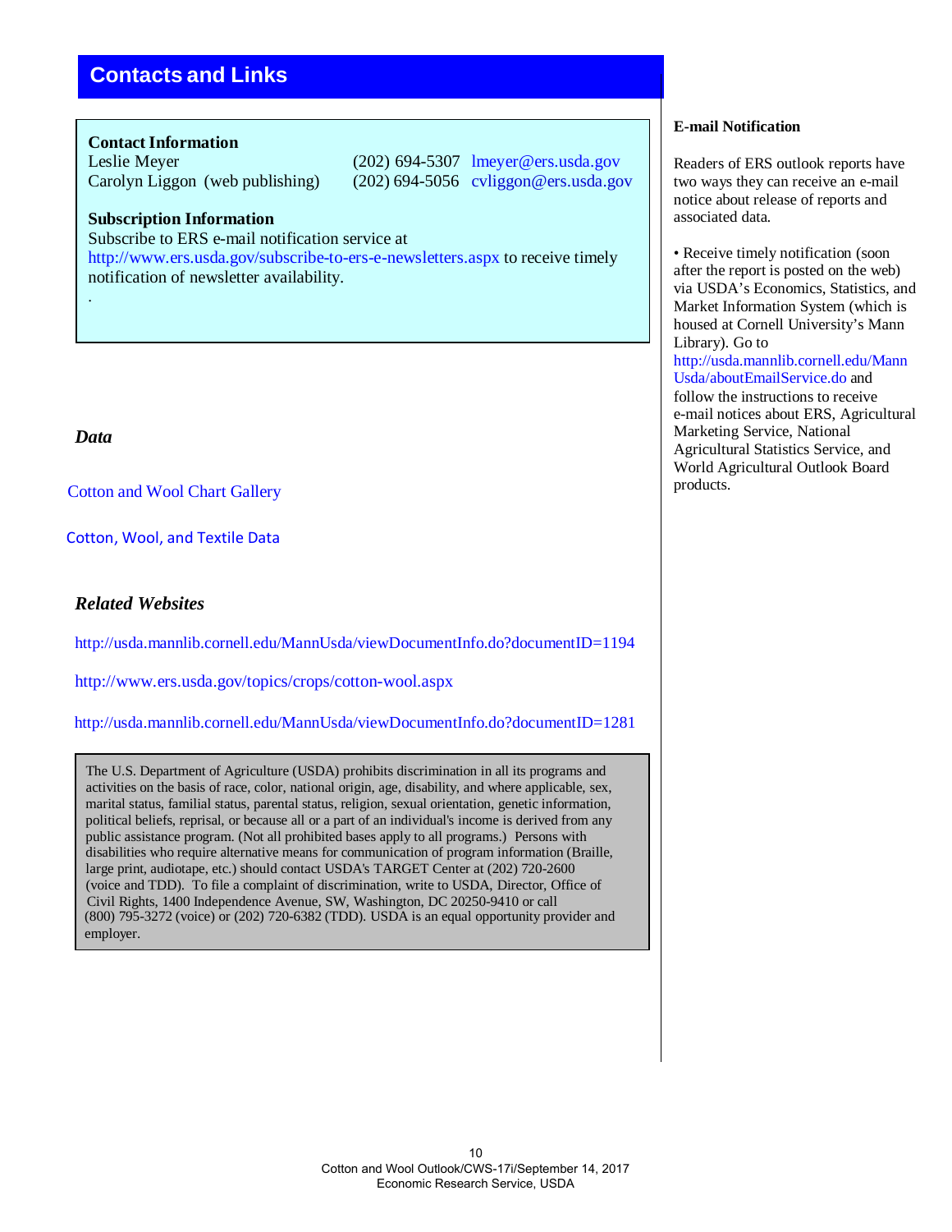## Contacts and Links

**Contact Information**

Leslie Meyer (202) 694-5307 lmeyer@ers.usda.gov
Carolyn Liggon (web publishing) (202) 694-5056 cvliggon@ers.usda.gov

**Subscription Information**

Subscribe to ERS e-mail notification service at http://www.ers.usda.gov/subscribe-to-ers-e-newsletters.aspx to receive timely notification of newsletter availability.

.

### *Data*

Cotton and Wool Chart Gallery

Cotton, Wool, and Textile Data

### *Related Websites*

http://usda.mannlib.cornell.edu/MannUsda/viewDocumentInfo.do?documentID=1194

http://www.ers.usda.gov/topics/crops/cotton-wool.aspx

http://usda.mannlib.cornell.edu/MannUsda/viewDocumentInfo.do?documentID=1281

The U.S. Department of Agriculture (USDA) prohibits discrimination in all its programs and activities on the basis of race, color, national origin, age, disability, and where applicable, sex, marital status, familial status, parental status, religion, sexual orientation, genetic information, political beliefs, reprisal, or because all or a part of an individual's income is derived from any public assistance program. (Not all prohibited bases apply to all programs.) Persons with disabilities who require alternative means for communication of program information (Braille, large print, audiotape, etc.) should contact USDA's TARGET Center at (202) 720-2600 (voice and TDD). To file a complaint of discrimination, write to USDA, Director, Office of Civil Rights, 1400 Independence Avenue, SW, Washington, DC 20250-9410 or call (800) 795-3272 (voice) or (202) 720-6382 (TDD). USDA is an equal opportunity provider and employer.

**E-mail Notification**

Readers of ERS outlook reports have two ways they can receive an e-mail notice about release of reports and associated data.

- Receive timely notification (soon after the report is posted on the web) via USDA's Economics, Statistics, and Market Information System (which is housed at Cornell University's Mann Library). Go to http://usda.mannlib.cornell.edu/MannUsda/aboutEmailService.do and follow the instructions to receive e-mail notices about ERS, Agricultural Marketing Service, National Agricultural Statistics Service, and World Agricultural Outlook Board products.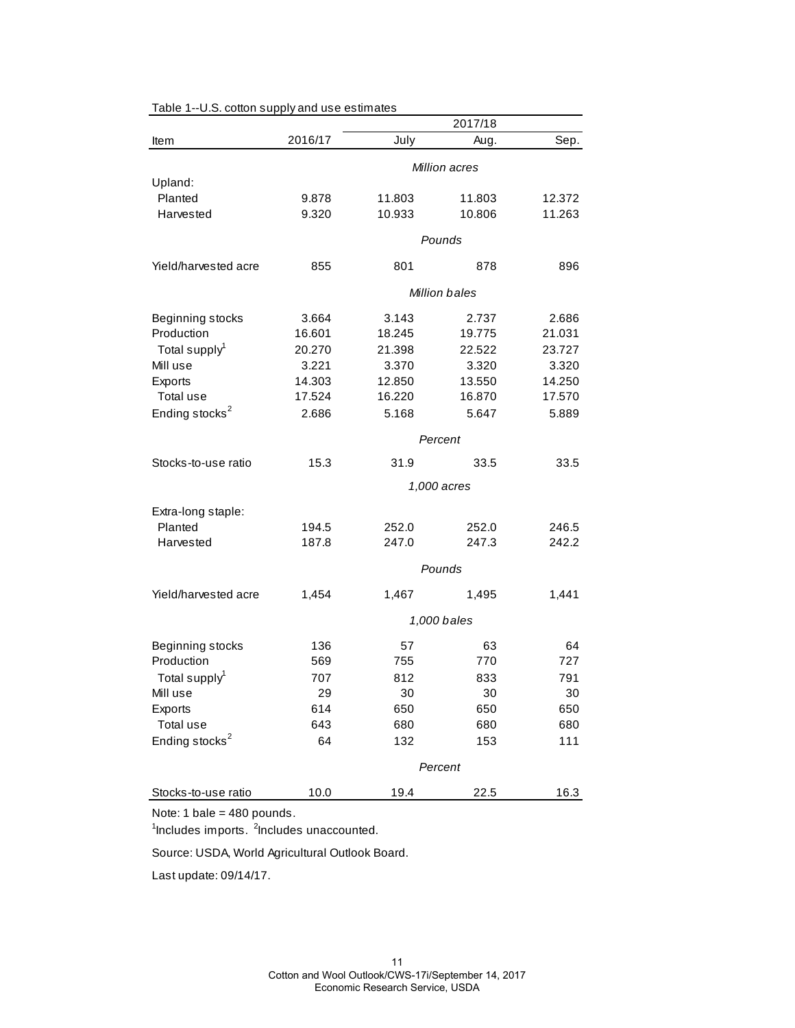Table 1--U.S. cotton supply and use estimates

| Item | 2016/17 | 2017/18 July | 2017/18 Aug. | 2017/18 Sep. |
|---|---|---|---|---|
| | | *Million acres* | | |
| Upland: | | | | |
| Planted | 9.878 | 11.803 | 11.803 | 12.372 |
| Harvested | 9.320 | 10.933 | 10.806 | 11.263 |
| | | *Pounds* | | |
| Yield/harvested acre | 855 | 801 | 878 | 896 |
| | | *Million bales* | | |
| Beginning stocks | 3.664 | 3.143 | 2.737 | 2.686 |
| Production | 16.601 | 18.245 | 19.775 | 21.031 |
| Total supply[1] | 20.270 | 21.398 | 22.522 | 23.727 |
| Mill use | 3.221 | 3.370 | 3.320 | 3.320 |
| Exports | 14.303 | 12.850 | 13.550 | 14.250 |
| Total use | 17.524 | 16.220 | 16.870 | 17.570 |
| Ending stocks[2] | 2.686 | 5.168 | 5.647 | 5.889 |
| | | *Percent* | | |
| Stocks-to-use ratio | 15.3 | 31.9 | 33.5 | 33.5 |
| | | *1,000 acres* | | |
| Extra-long staple: | | | | |
| Planted | 194.5 | 252.0 | 252.0 | 246.5 |
| Harvested | 187.8 | 247.0 | 247.3 | 242.2 |
| | | *Pounds* | | |
| Yield/harvested acre | 1,454 | 1,467 | 1,495 | 1,441 |
| | | *1,000 bales* | | |
| Beginning stocks | 136 | 57 | 63 | 64 |
| Production | 569 | 755 | 770 | 727 |
| Total supply[1] | 707 | 812 | 833 | 791 |
| Mill use | 29 | 30 | 30 | 30 |
| Exports | 614 | 650 | 650 | 650 |
| Total use | 643 | 680 | 680 | 680 |
| Ending stocks[2] | 64 | 132 | 153 | 111 |
| | | *Percent* | | |
| Stocks-to-use ratio | 10.0 | 19.4 | 22.5 | 16.3 |

Note: 1 bale = 480 pounds.

[1]Includes imports. [2]Includes unaccounted.

Source: USDA, World Agricultural Outlook Board.

Last update: 09/14/17.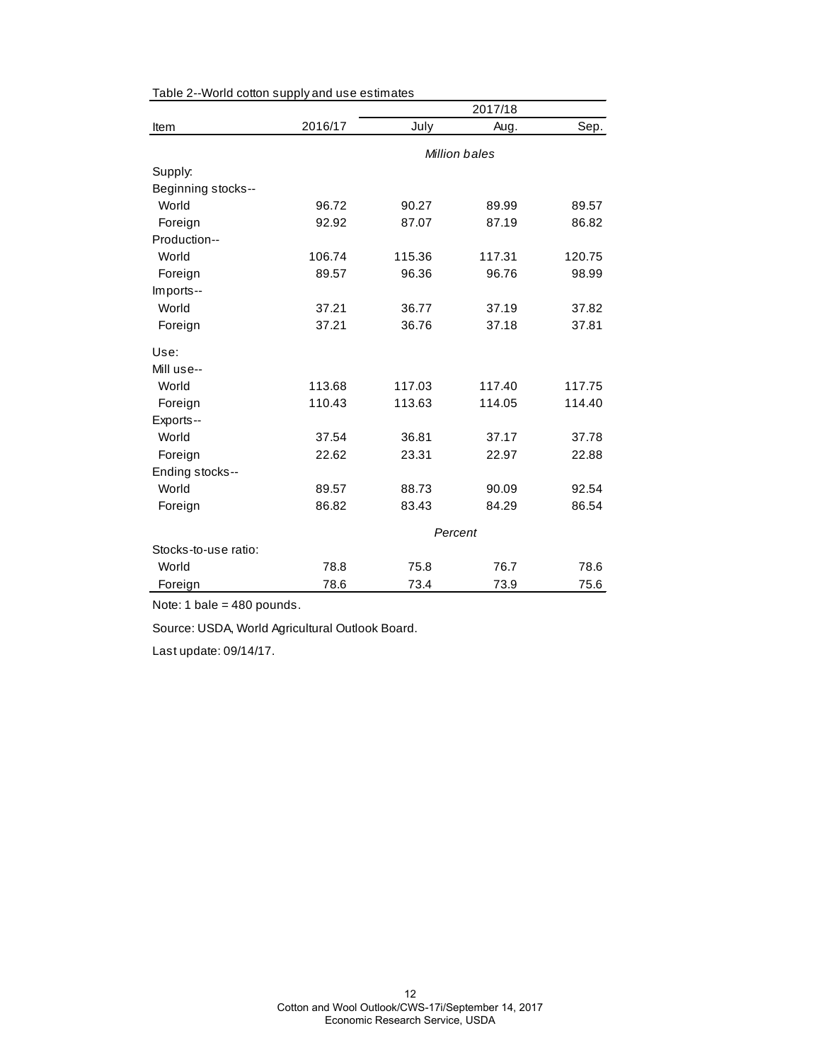Table 2--World cotton supply and use estimates

| Item | 2016/17 | 2017/18 July | 2017/18 Aug. | 2017/18 Sep. |
|---|---|---|---|---|
| | | *Million bales* | | |
| Supply: | | | | |
| Beginning stocks-- | | | | |
| World | 96.72 | 90.27 | 89.99 | 89.57 |
| Foreign | 92.92 | 87.07 | 87.19 | 86.82 |
| Production-- | | | | |
| World | 106.74 | 115.36 | 117.31 | 120.75 |
| Foreign | 89.57 | 96.36 | 96.76 | 98.99 |
| Imports-- | | | | |
| World | 37.21 | 36.77 | 37.19 | 37.82 |
| Foreign | 37.21 | 36.76 | 37.18 | 37.81 |
| Use: | | | | |
| Mill use-- | | | | |
| World | 113.68 | 117.03 | 117.40 | 117.75 |
| Foreign | 110.43 | 113.63 | 114.05 | 114.40 |
| Exports-- | | | | |
| World | 37.54 | 36.81 | 37.17 | 37.78 |
| Foreign | 22.62 | 23.31 | 22.97 | 22.88 |
| Ending stocks-- | | | | |
| World | 89.57 | 88.73 | 90.09 | 92.54 |
| Foreign | 86.82 | 83.43 | 84.29 | 86.54 |
| | | *Percent* | | |
| Stocks-to-use ratio: | | | | |
| World | 78.8 | 75.8 | 76.7 | 78.6 |
| Foreign | 78.6 | 73.4 | 73.9 | 75.6 |

Note: 1 bale = 480 pounds.

Source: USDA, World Agricultural Outlook Board.

Last update: 09/14/17.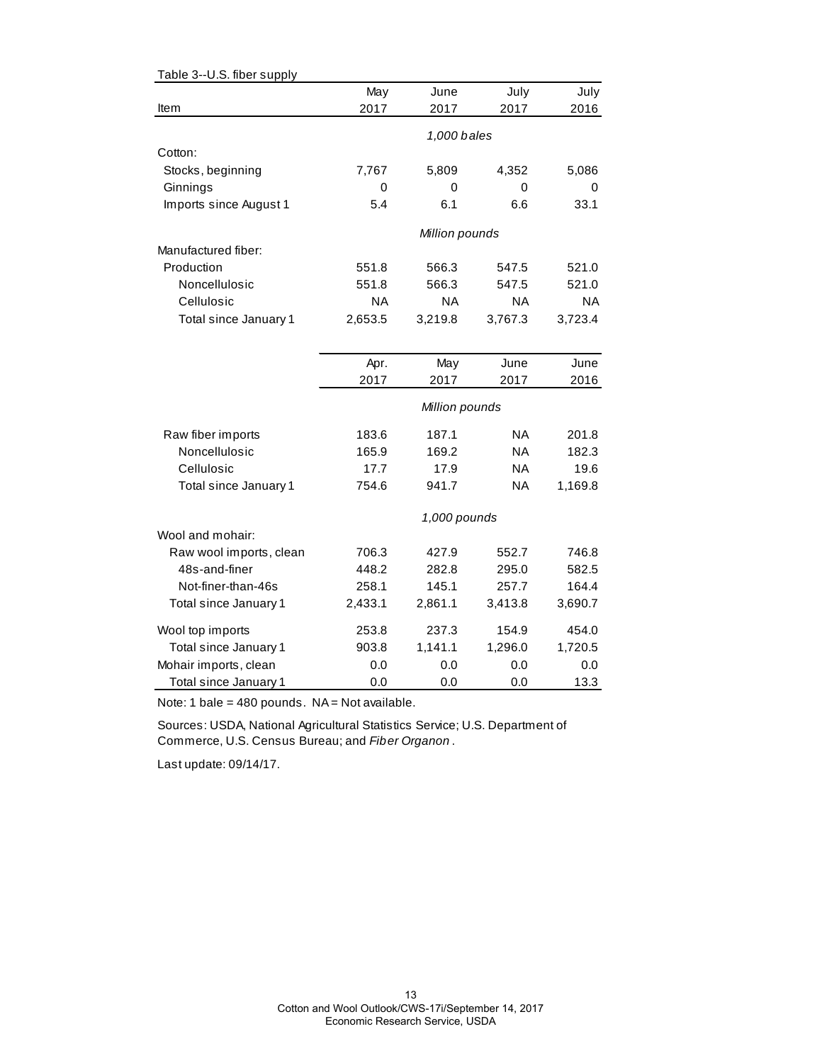Table 3--U.S. fiber supply

| Item | May 2017 | June 2017 | July 2017 | July 2016 |
|---|---|---|---|---|
| | *1,000 bales* | | | |
| Cotton: | | | | |
| Stocks, beginning | 7,767 | 5,809 | 4,352 | 5,086 |
| Ginnings | 0 | 0 | 0 | 0 |
| Imports since August 1 | 5.4 | 6.1 | 6.6 | 33.1 |
| | *Million pounds* | | | |
| Manufactured fiber: | | | | |
| Production | 551.8 | 566.3 | 547.5 | 521.0 |
| Noncellulosic | 551.8 | 566.3 | 547.5 | 521.0 |
| Cellulosic | NA | NA | NA | NA |
| Total since January 1 | 2,653.5 | 3,219.8 | 3,767.3 | 3,723.4 |
| | **Apr. 2017** | **May 2017** | **June 2017** | **June 2016** |
| | *Million pounds* | | | |
| Raw fiber imports | 183.6 | 187.1 | NA | 201.8 |
| Noncellulosic | 165.9 | 169.2 | NA | 182.3 |
| Cellulosic | 17.7 | 17.9 | NA | 19.6 |
| Total since January 1 | 754.6 | 941.7 | NA | 1,169.8 |
| | *1,000 pounds* | | | |
| Wool and mohair: | | | | |
| Raw wool imports, clean | 706.3 | 427.9 | 552.7 | 746.8 |
| 48s-and-finer | 448.2 | 282.8 | 295.0 | 582.5 |
| Not-finer-than-46s | 258.1 | 145.1 | 257.7 | 164.4 |
| Total since January 1 | 2,433.1 | 2,861.1 | 3,413.8 | 3,690.7 |
| Wool top imports | 253.8 | 237.3 | 154.9 | 454.0 |
| Total since January 1 | 903.8 | 1,141.1 | 1,296.0 | 1,720.5 |
| Mohair imports, clean | 0.0 | 0.0 | 0.0 | 0.0 |
| Total since January 1 | 0.0 | 0.0 | 0.0 | 13.3 |

Note: 1 bale = 480 pounds. NA = Not available.

Sources: USDA, National Agricultural Statistics Service; U.S. Department of Commerce, U.S. Census Bureau; and *Fiber Organon*.

Last update: 09/14/17.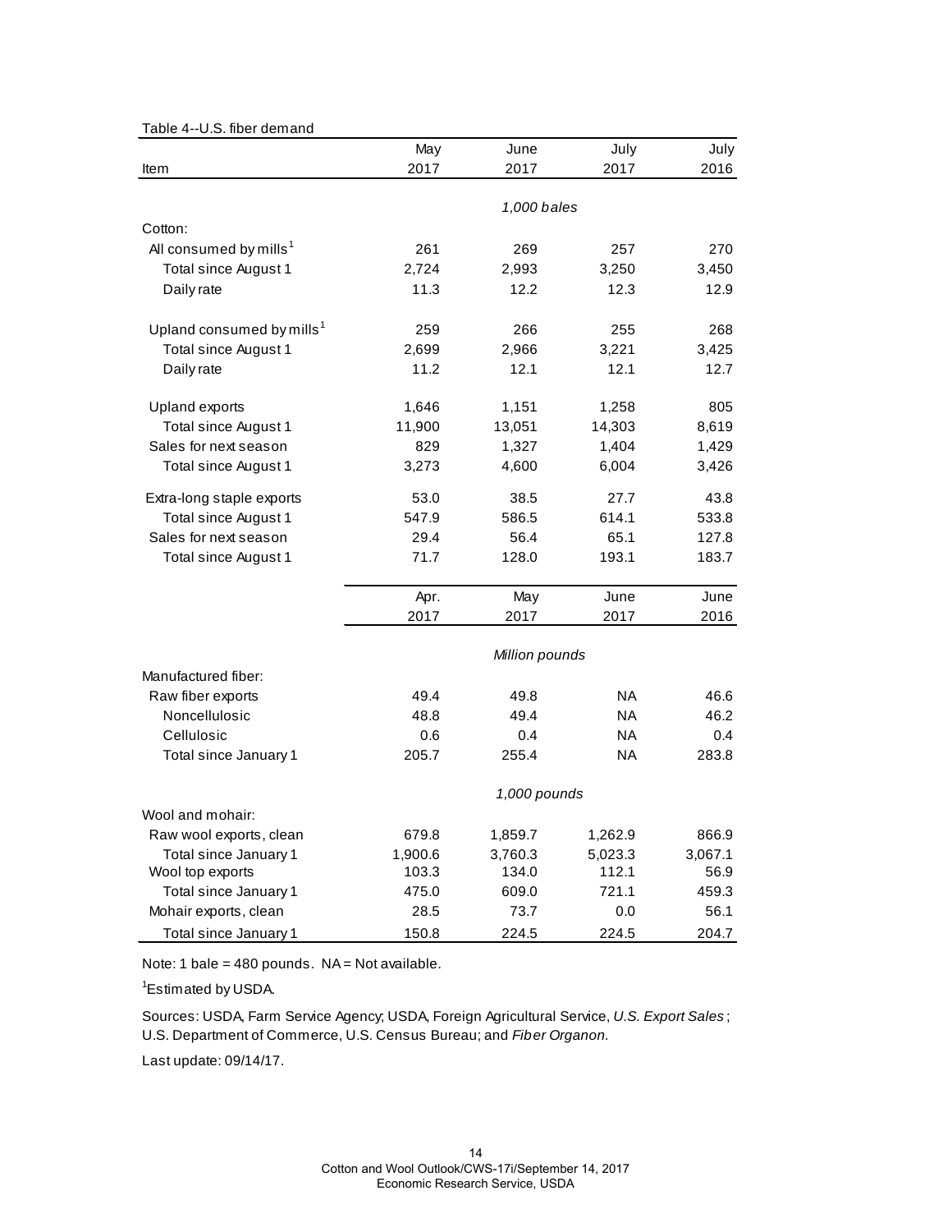Table 4--U.S. fiber demand

| Item | May 2017 | June 2017 | July 2017 | July 2016 |
|---|---|---|---|---|
| | | *1,000 bales* | | |
| Cotton: | | | | |
| All consumed by mills[1] | 261 | 269 | 257 | 270 |
| Total since August 1 | 2,724 | 2,993 | 3,250 | 3,450 |
| Daily rate | 11.3 | 12.2 | 12.3 | 12.9 |
| Upland consumed by mills[1] | 259 | 266 | 255 | 268 |
| Total since August 1 | 2,699 | 2,966 | 3,221 | 3,425 |
| Daily rate | 11.2 | 12.1 | 12.1 | 12.7 |
| Upland exports | 1,646 | 1,151 | 1,258 | 805 |
| Total since August 1 | 11,900 | 13,051 | 14,303 | 8,619 |
| Sales for next season | 829 | 1,327 | 1,404 | 1,429 |
| Total since August 1 | 3,273 | 4,600 | 6,004 | 3,426 |
| Extra-long staple exports | 53.0 | 38.5 | 27.7 | 43.8 |
| Total since August 1 | 547.9 | 586.5 | 614.1 | 533.8 |
| Sales for next season | 29.4 | 56.4 | 65.1 | 127.8 |
| Total since August 1 | 71.7 | 128.0 | 193.1 | 183.7 |
| | Apr. 2017 | May 2017 | June 2017 | June 2016 |
| | | *Million pounds* | | |
| Manufactured fiber: | | | | |
| Raw fiber exports | 49.4 | 49.8 | NA | 46.6 |
| Noncellulosic | 48.8 | 49.4 | NA | 46.2 |
| Cellulosic | 0.6 | 0.4 | NA | 0.4 |
| Total since January 1 | 205.7 | 255.4 | NA | 283.8 |
| | | *1,000 pounds* | | |
| Wool and mohair: | | | | |
| Raw wool exports, clean | 679.8 | 1,859.7 | 1,262.9 | 866.9 |
| Total since January 1 | 1,900.6 | 3,760.3 | 5,023.3 | 3,067.1 |
| Wool top exports | 103.3 | 134.0 | 112.1 | 56.9 |
| Total since January 1 | 475.0 | 609.0 | 721.1 | 459.3 |
| Mohair exports, clean | 28.5 | 73.7 | 0.0 | 56.1 |
| Total since January 1 | 150.8 | 224.5 | 224.5 | 204.7 |

Note: 1 bale = 480 pounds. NA = Not available.

[1]Estimated by USDA.

Sources: USDA, Farm Service Agency; USDA, Foreign Agricultural Service, *U.S. Export Sales*; U.S. Department of Commerce, U.S. Census Bureau; and *Fiber Organon.*

Last update: 09/14/17.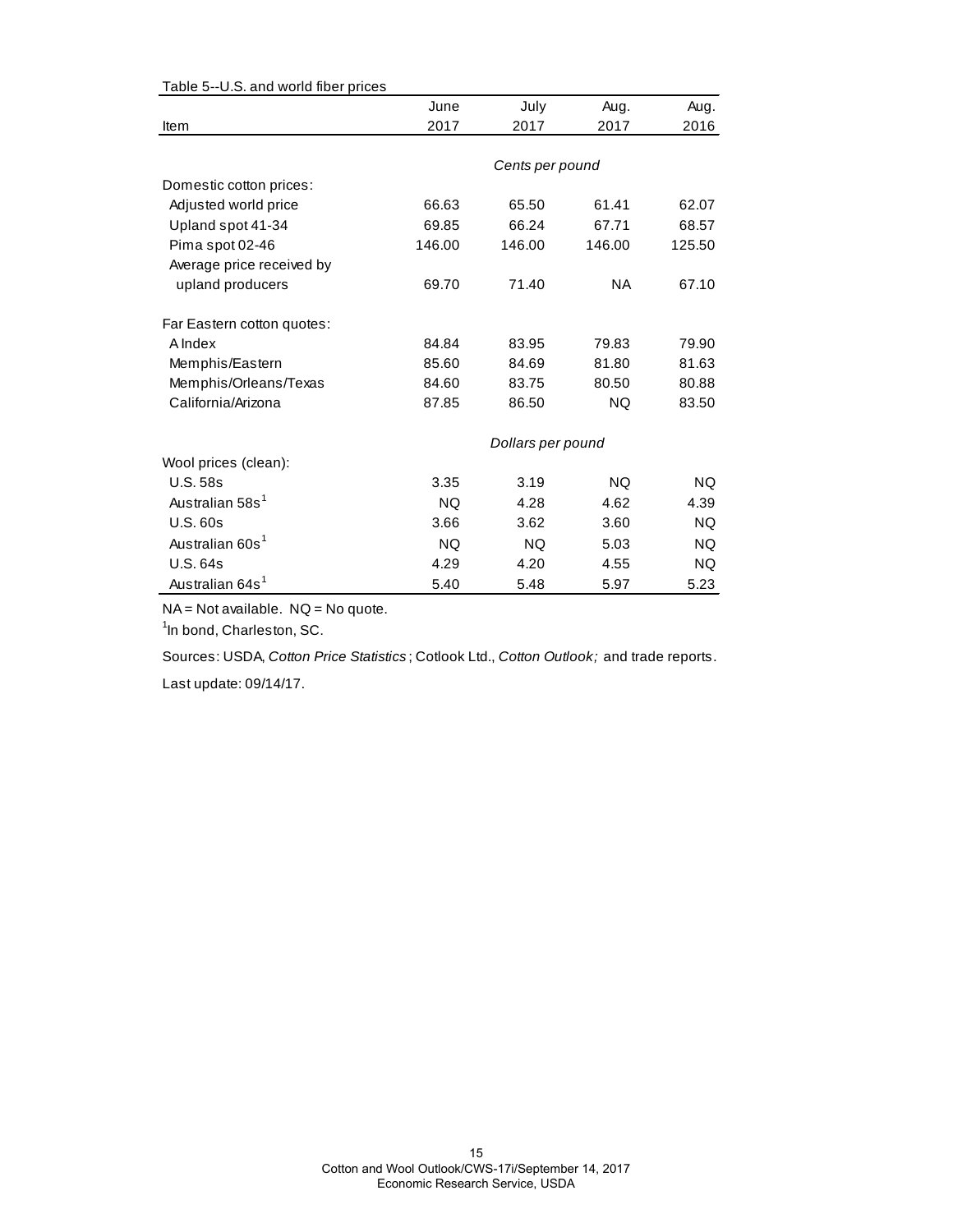Table 5--U.S. and world fiber prices

| Item | June 2017 | July 2017 | Aug. 2017 | Aug. 2016 |
|---|---|---|---|---|
| | *Cents per pound* | | | |
| Domestic cotton prices: | | | | |
| Adjusted world price | 66.63 | 65.50 | 61.41 | 62.07 |
| Upland spot 41-34 | 69.85 | 66.24 | 67.71 | 68.57 |
| Pima spot 02-46 | 146.00 | 146.00 | 146.00 | 125.50 |
| Average price received by upland producers | 69.70 | 71.40 | NA | 67.10 |
| Far Eastern cotton quotes: | | | | |
| A Index | 84.84 | 83.95 | 79.83 | 79.90 |
| Memphis/Eastern | 85.60 | 84.69 | 81.80 | 81.63 |
| Memphis/Orleans/Texas | 84.60 | 83.75 | 80.50 | 80.88 |
| California/Arizona | 87.85 | 86.50 | NQ | 83.50 |
| | *Dollars per pound* | | | |
| Wool prices (clean): | | | | |
| U.S. 58s | 3.35 | 3.19 | NQ | NQ |
| Australian 58s[1] | NQ | 4.28 | 4.62 | 4.39 |
| U.S. 60s | 3.66 | 3.62 | 3.60 | NQ |
| Australian 60s[1] | NQ | NQ | 5.03 | NQ |
| U.S. 64s | 4.29 | 4.20 | 4.55 | NQ |
| Australian 64s[1] | 5.40 | 5.48 | 5.97 | 5.23 |

NA = Not available. NQ = No quote.

[1]In bond, Charleston, SC.

Sources: USDA, *Cotton Price Statistics*; Cotlook Ltd., *Cotton Outlook;* and trade reports.

Last update: 09/14/17.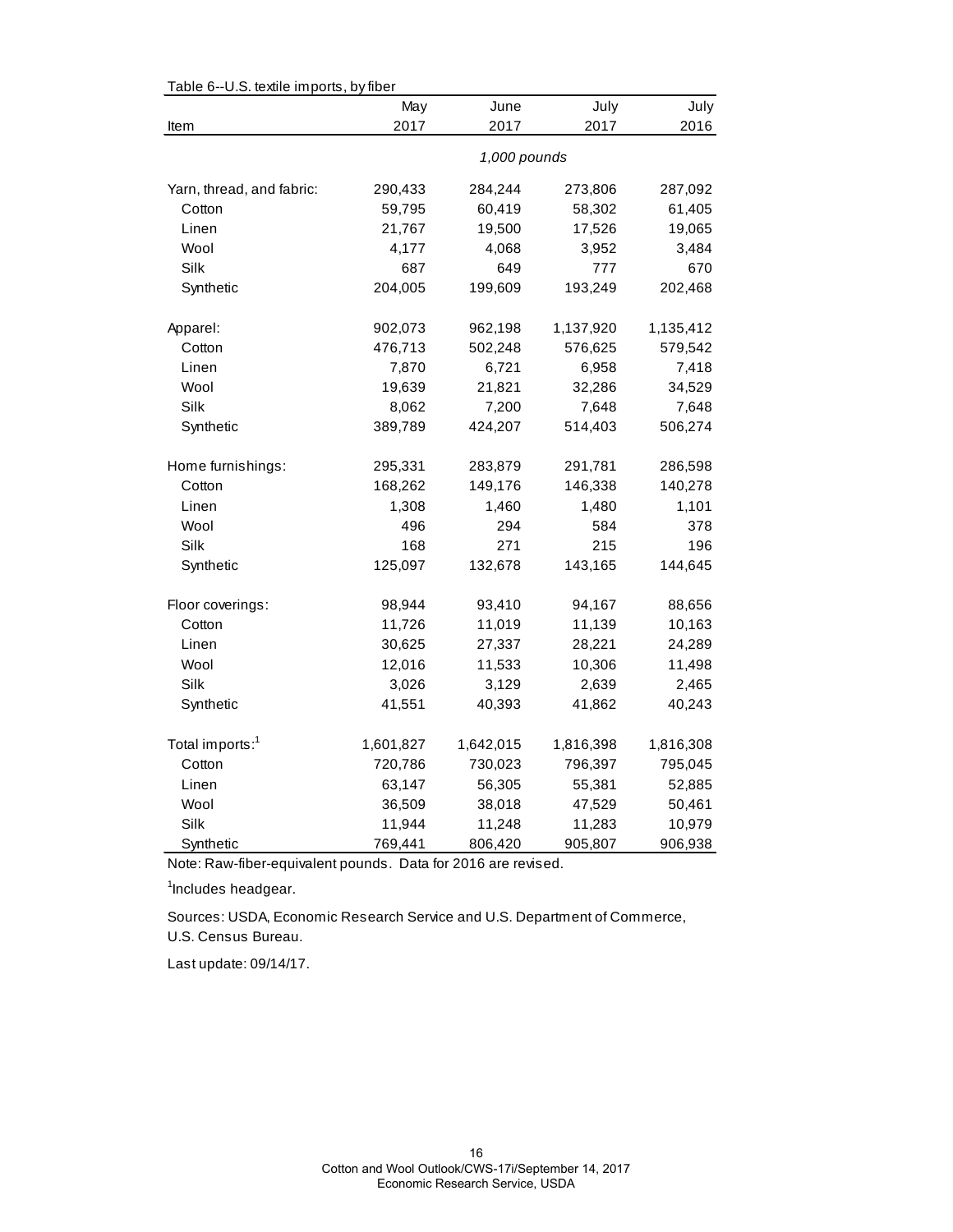Table 6--U.S. textile imports, by fiber

| Item | May 2017 | June 2017 | July 2017 | July 2016 |
|---|---|---|---|---|
| | | *1,000 pounds* | | |
| Yarn, thread, and fabric: | 290,433 | 284,244 | 273,806 | 287,092 |
| Cotton | 59,795 | 60,419 | 58,302 | 61,405 |
| Linen | 21,767 | 19,500 | 17,526 | 19,065 |
| Wool | 4,177 | 4,068 | 3,952 | 3,484 |
| Silk | 687 | 649 | 777 | 670 |
| Synthetic | 204,005 | 199,609 | 193,249 | 202,468 |
| Apparel: | 902,073 | 962,198 | 1,137,920 | 1,135,412 |
| Cotton | 476,713 | 502,248 | 576,625 | 579,542 |
| Linen | 7,870 | 6,721 | 6,958 | 7,418 |
| Wool | 19,639 | 21,821 | 32,286 | 34,529 |
| Silk | 8,062 | 7,200 | 7,648 | 7,648 |
| Synthetic | 389,789 | 424,207 | 514,403 | 506,274 |
| Home furnishings: | 295,331 | 283,879 | 291,781 | 286,598 |
| Cotton | 168,262 | 149,176 | 146,338 | 140,278 |
| Linen | 1,308 | 1,460 | 1,480 | 1,101 |
| Wool | 496 | 294 | 584 | 378 |
| Silk | 168 | 271 | 215 | 196 |
| Synthetic | 125,097 | 132,678 | 143,165 | 144,645 |
| Floor coverings: | 98,944 | 93,410 | 94,167 | 88,656 |
| Cotton | 11,726 | 11,019 | 11,139 | 10,163 |
| Linen | 30,625 | 27,337 | 28,221 | 24,289 |
| Wool | 12,016 | 11,533 | 10,306 | 11,498 |
| Silk | 3,026 | 3,129 | 2,639 | 2,465 |
| Synthetic | 41,551 | 40,393 | 41,862 | 40,243 |
| Total imports:[1] | 1,601,827 | 1,642,015 | 1,816,398 | 1,816,308 |
| Cotton | 720,786 | 730,023 | 796,397 | 795,045 |
| Linen | 63,147 | 56,305 | 55,381 | 52,885 |
| Wool | 36,509 | 38,018 | 47,529 | 50,461 |
| Silk | 11,944 | 11,248 | 11,283 | 10,979 |
| Synthetic | 769,441 | 806,420 | 905,807 | 906,938 |

Note: Raw-fiber-equivalent pounds. Data for 2016 are revised.

[1]Includes headgear.

Sources: USDA, Economic Research Service and U.S. Department of Commerce, U.S. Census Bureau.

Last update: 09/14/17.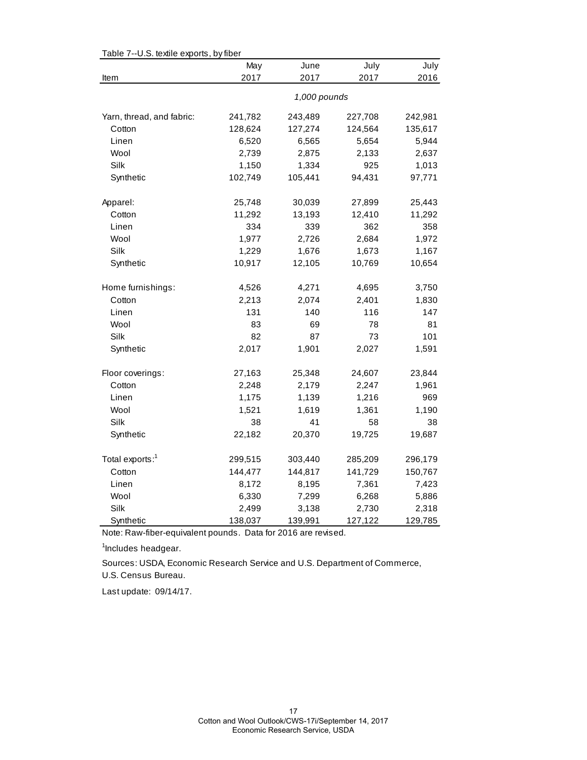Table 7--U.S. textile exports, by fiber

| Item | May 2017 | June 2017 | July 2017 | July 2016 |
|---|---|---|---|---|
| | | *1,000 pounds* | | |
| Yarn, thread, and fabric: | 241,782 | 243,489 | 227,708 | 242,981 |
| Cotton | 128,624 | 127,274 | 124,564 | 135,617 |
| Linen | 6,520 | 6,565 | 5,654 | 5,944 |
| Wool | 2,739 | 2,875 | 2,133 | 2,637 |
| Silk | 1,150 | 1,334 | 925 | 1,013 |
| Synthetic | 102,749 | 105,441 | 94,431 | 97,771 |
| Apparel: | 25,748 | 30,039 | 27,899 | 25,443 |
| Cotton | 11,292 | 13,193 | 12,410 | 11,292 |
| Linen | 334 | 339 | 362 | 358 |
| Wool | 1,977 | 2,726 | 2,684 | 1,972 |
| Silk | 1,229 | 1,676 | 1,673 | 1,167 |
| Synthetic | 10,917 | 12,105 | 10,769 | 10,654 |
| Home furnishings: | 4,526 | 4,271 | 4,695 | 3,750 |
| Cotton | 2,213 | 2,074 | 2,401 | 1,830 |
| Linen | 131 | 140 | 116 | 147 |
| Wool | 83 | 69 | 78 | 81 |
| Silk | 82 | 87 | 73 | 101 |
| Synthetic | 2,017 | 1,901 | 2,027 | 1,591 |
| Floor coverings: | 27,163 | 25,348 | 24,607 | 23,844 |
| Cotton | 2,248 | 2,179 | 2,247 | 1,961 |
| Linen | 1,175 | 1,139 | 1,216 | 969 |
| Wool | 1,521 | 1,619 | 1,361 | 1,190 |
| Silk | 38 | 41 | 58 | 38 |
| Synthetic | 22,182 | 20,370 | 19,725 | 19,687 |
| Total exports:[1] | 299,515 | 303,440 | 285,209 | 296,179 |
| Cotton | 144,477 | 144,817 | 141,729 | 150,767 |
| Linen | 8,172 | 8,195 | 7,361 | 7,423 |
| Wool | 6,330 | 7,299 | 6,268 | 5,886 |
| Silk | 2,499 | 3,138 | 2,730 | 2,318 |
| Synthetic | 138,037 | 139,991 | 127,122 | 129,785 |

Note: Raw-fiber-equivalent pounds. Data for 2016 are revised.

[1]Includes headgear.

Sources: USDA, Economic Research Service and U.S. Department of Commerce, U.S. Census Bureau.

Last update: 09/14/17.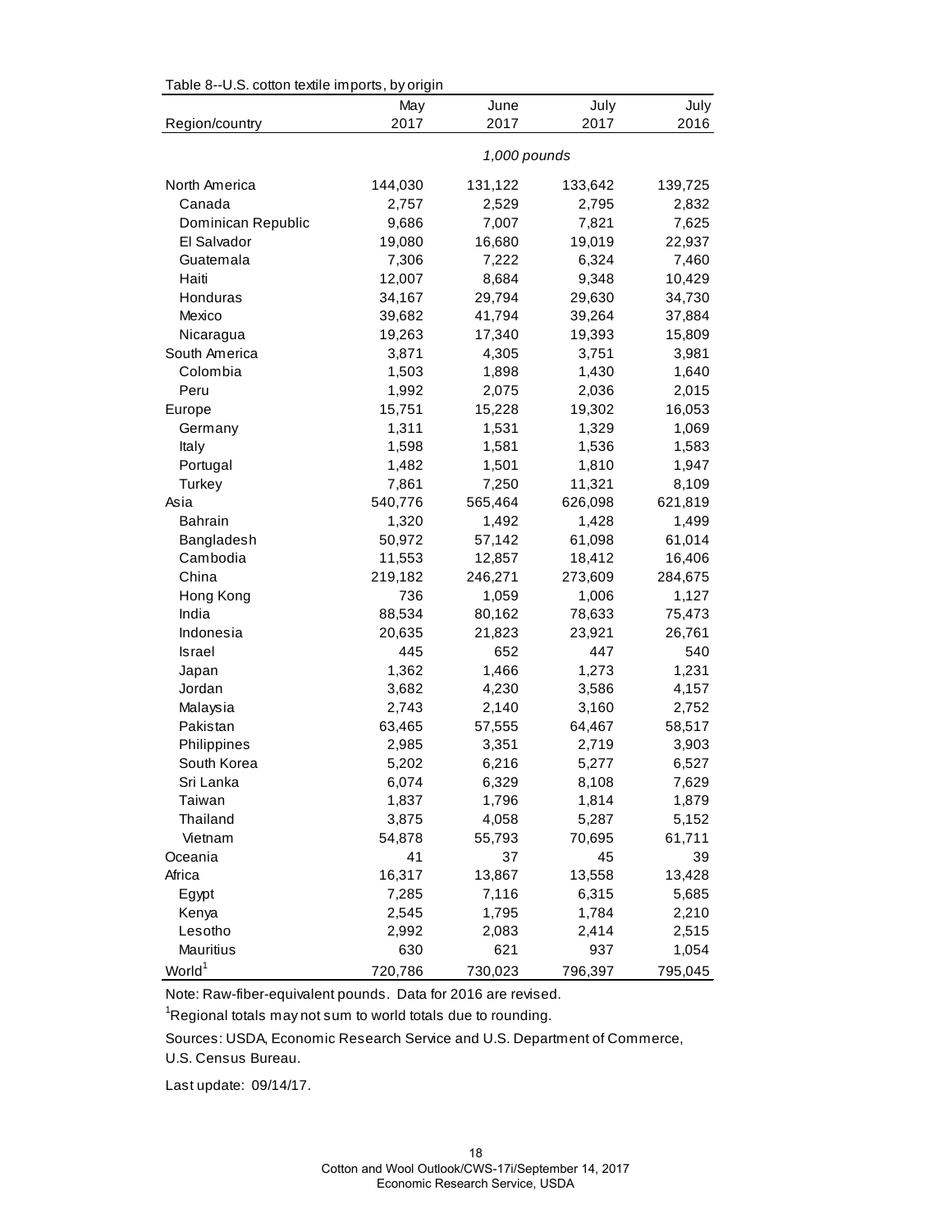Table 8--U.S. cotton textile imports, by origin

| Region/country | May 2017 | June 2017 | July 2017 | July 2016 |
|---|---|---|---|---|
| | | *1,000 pounds* | | |
| North America | 144,030 | 131,122 | 133,642 | 139,725 |
| Canada | 2,757 | 2,529 | 2,795 | 2,832 |
| Dominican Republic | 9,686 | 7,007 | 7,821 | 7,625 |
| El Salvador | 19,080 | 16,680 | 19,019 | 22,937 |
| Guatemala | 7,306 | 7,222 | 6,324 | 7,460 |
| Haiti | 12,007 | 8,684 | 9,348 | 10,429 |
| Honduras | 34,167 | 29,794 | 29,630 | 34,730 |
| Mexico | 39,682 | 41,794 | 39,264 | 37,884 |
| Nicaragua | 19,263 | 17,340 | 19,393 | 15,809 |
| South America | 3,871 | 4,305 | 3,751 | 3,981 |
| Colombia | 1,503 | 1,898 | 1,430 | 1,640 |
| Peru | 1,992 | 2,075 | 2,036 | 2,015 |
| Europe | 15,751 | 15,228 | 19,302 | 16,053 |
| Germany | 1,311 | 1,531 | 1,329 | 1,069 |
| Italy | 1,598 | 1,581 | 1,536 | 1,583 |
| Portugal | 1,482 | 1,501 | 1,810 | 1,947 |
| Turkey | 7,861 | 7,250 | 11,321 | 8,109 |
| Asia | 540,776 | 565,464 | 626,098 | 621,819 |
| Bahrain | 1,320 | 1,492 | 1,428 | 1,499 |
| Bangladesh | 50,972 | 57,142 | 61,098 | 61,014 |
| Cambodia | 11,553 | 12,857 | 18,412 | 16,406 |
| China | 219,182 | 246,271 | 273,609 | 284,675 |
| Hong Kong | 736 | 1,059 | 1,006 | 1,127 |
| India | 88,534 | 80,162 | 78,633 | 75,473 |
| Indonesia | 20,635 | 21,823 | 23,921 | 26,761 |
| Israel | 445 | 652 | 447 | 540 |
| Japan | 1,362 | 1,466 | 1,273 | 1,231 |
| Jordan | 3,682 | 4,230 | 3,586 | 4,157 |
| Malaysia | 2,743 | 2,140 | 3,160 | 2,752 |
| Pakistan | 63,465 | 57,555 | 64,467 | 58,517 |
| Philippines | 2,985 | 3,351 | 2,719 | 3,903 |
| South Korea | 5,202 | 6,216 | 5,277 | 6,527 |
| Sri Lanka | 6,074 | 6,329 | 8,108 | 7,629 |
| Taiwan | 1,837 | 1,796 | 1,814 | 1,879 |
| Thailand | 3,875 | 4,058 | 5,287 | 5,152 |
| Vietnam | 54,878 | 55,793 | 70,695 | 61,711 |
| Oceania | 41 | 37 | 45 | 39 |
| Africa | 16,317 | 13,867 | 13,558 | 13,428 |
| Egypt | 7,285 | 7,116 | 6,315 | 5,685 |
| Kenya | 2,545 | 1,795 | 1,784 | 2,210 |
| Lesotho | 2,992 | 2,083 | 2,414 | 2,515 |
| Mauritius | 630 | 621 | 937 | 1,054 |
| World[1] | 720,786 | 730,023 | 796,397 | 795,045 |

Note: Raw-fiber-equivalent pounds. Data for 2016 are revised.

[1]Regional totals may not sum to world totals due to rounding.

Sources: USDA, Economic Research Service and U.S. Department of Commerce, U.S. Census Bureau.

Last update: 09/14/17.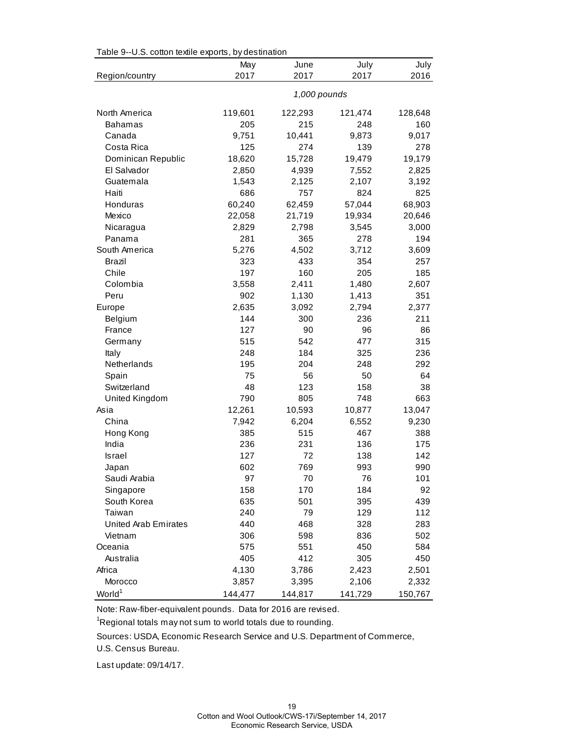Table 9--U.S. cotton textile exports, by destination

| Region/country | May 2017 | June 2017 | July 2017 | July 2016 |
|---|---|---|---|---|
| | *1,000 pounds* | | | |
| North America | 119,601 | 122,293 | 121,474 | 128,648 |
| Bahamas | 205 | 215 | 248 | 160 |
| Canada | 9,751 | 10,441 | 9,873 | 9,017 |
| Costa Rica | 125 | 274 | 139 | 278 |
| Dominican Republic | 18,620 | 15,728 | 19,479 | 19,179 |
| El Salvador | 2,850 | 4,939 | 7,552 | 2,825 |
| Guatemala | 1,543 | 2,125 | 2,107 | 3,192 |
| Haiti | 686 | 757 | 824 | 825 |
| Honduras | 60,240 | 62,459 | 57,044 | 68,903 |
| Mexico | 22,058 | 21,719 | 19,934 | 20,646 |
| Nicaragua | 2,829 | 2,798 | 3,545 | 3,000 |
| Panama | 281 | 365 | 278 | 194 |
| South America | 5,276 | 4,502 | 3,712 | 3,609 |
| Brazil | 323 | 433 | 354 | 257 |
| Chile | 197 | 160 | 205 | 185 |
| Colombia | 3,558 | 2,411 | 1,480 | 2,607 |
| Peru | 902 | 1,130 | 1,413 | 351 |
| Europe | 2,635 | 3,092 | 2,794 | 2,377 |
| Belgium | 144 | 300 | 236 | 211 |
| France | 127 | 90 | 96 | 86 |
| Germany | 515 | 542 | 477 | 315 |
| Italy | 248 | 184 | 325 | 236 |
| Netherlands | 195 | 204 | 248 | 292 |
| Spain | 75 | 56 | 50 | 64 |
| Switzerland | 48 | 123 | 158 | 38 |
| United Kingdom | 790 | 805 | 748 | 663 |
| Asia | 12,261 | 10,593 | 10,877 | 13,047 |
| China | 7,942 | 6,204 | 6,552 | 9,230 |
| Hong Kong | 385 | 515 | 467 | 388 |
| India | 236 | 231 | 136 | 175 |
| Israel | 127 | 72 | 138 | 142 |
| Japan | 602 | 769 | 993 | 990 |
| Saudi Arabia | 97 | 70 | 76 | 101 |
| Singapore | 158 | 170 | 184 | 92 |
| South Korea | 635 | 501 | 395 | 439 |
| Taiwan | 240 | 79 | 129 | 112 |
| United Arab Emirates | 440 | 468 | 328 | 283 |
| Vietnam | 306 | 598 | 836 | 502 |
| Oceania | 575 | 551 | 450 | 584 |
| Australia | 405 | 412 | 305 | 450 |
| Africa | 4,130 | 3,786 | 2,423 | 2,501 |
| Morocco | 3,857 | 3,395 | 2,106 | 2,332 |
| World[1] | 144,477 | 144,817 | 141,729 | 150,767 |

Note: Raw-fiber-equivalent pounds. Data for 2016 are revised.

[1]Regional totals may not sum to world totals due to rounding.

Sources: USDA, Economic Research Service and U.S. Department of Commerce, U.S. Census Bureau.

Last update: 09/14/17.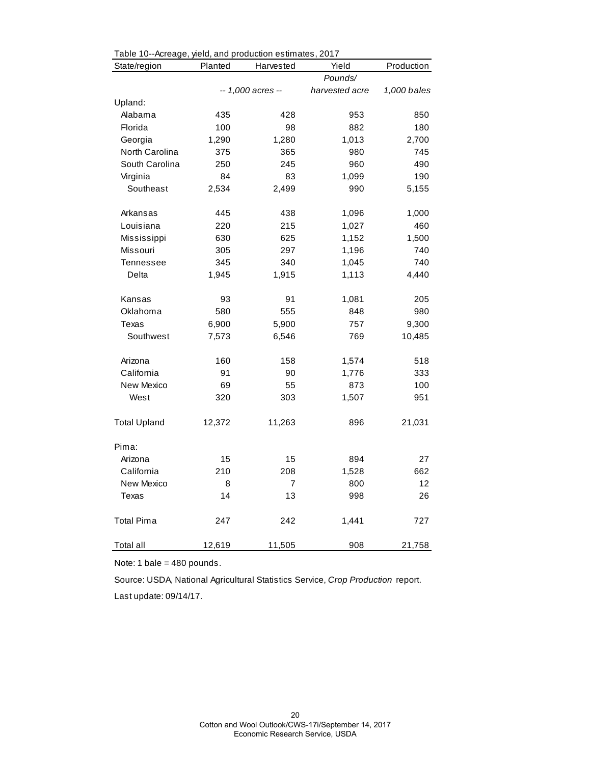Table 10--Acreage, yield, and production estimates, 2017

| State/region | Planted | Harvested | Yield | Production |
|---|---|---|---|---|
| | | | *Pounds/* | |
| | *-- 1,000 acres --* | | *harvested acre* | *1,000 bales* |
| Upland: | | | | |
| Alabama | 435 | 428 | 953 | 850 |
| Florida | 100 | 98 | 882 | 180 |
| Georgia | 1,290 | 1,280 | 1,013 | 2,700 |
| North Carolina | 375 | 365 | 980 | 745 |
| South Carolina | 250 | 245 | 960 | 490 |
| Virginia | 84 | 83 | 1,099 | 190 |
| Southeast | 2,534 | 2,499 | 990 | 5,155 |
| | | | | |
| Arkansas | 445 | 438 | 1,096 | 1,000 |
| Louisiana | 220 | 215 | 1,027 | 460 |
| Mississippi | 630 | 625 | 1,152 | 1,500 |
| Missouri | 305 | 297 | 1,196 | 740 |
| Tennessee | 345 | 340 | 1,045 | 740 |
| Delta | 1,945 | 1,915 | 1,113 | 4,440 |
| | | | | |
| Kansas | 93 | 91 | 1,081 | 205 |
| Oklahoma | 580 | 555 | 848 | 980 |
| Texas | 6,900 | 5,900 | 757 | 9,300 |
| Southwest | 7,573 | 6,546 | 769 | 10,485 |
| | | | | |
| Arizona | 160 | 158 | 1,574 | 518 |
| California | 91 | 90 | 1,776 | 333 |
| New Mexico | 69 | 55 | 873 | 100 |
| West | 320 | 303 | 1,507 | 951 |
| | | | | |
| Total Upland | 12,372 | 11,263 | 896 | 21,031 |
| | | | | |
| Pima: | | | | |
| Arizona | 15 | 15 | 894 | 27 |
| California | 210 | 208 | 1,528 | 662 |
| New Mexico | 8 | 7 | 800 | 12 |
| Texas | 14 | 13 | 998 | 26 |
| | | | | |
| Total Pima | 247 | 242 | 1,441 | 727 |
| | | | | |
| Total all | 12,619 | 11,505 | 908 | 21,758 |

Note: 1 bale = 480 pounds.

Source: USDA, National Agricultural Statistics Service, *Crop Production* report.

Last update: 09/14/17.